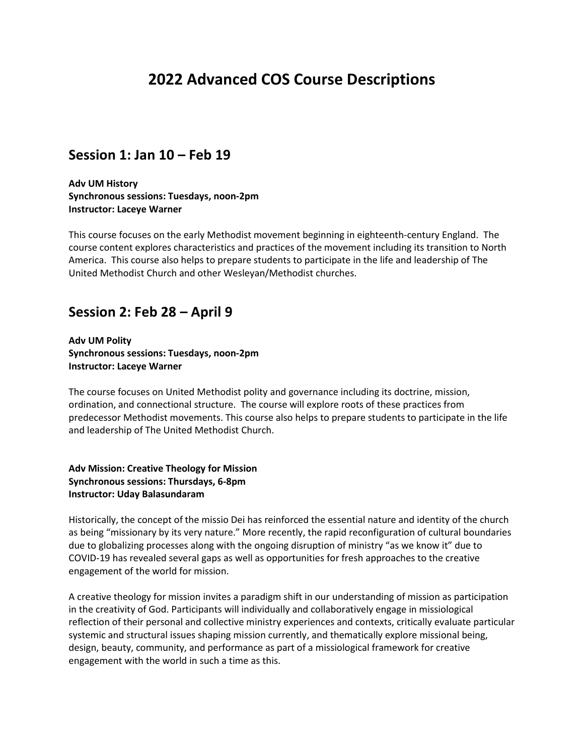# 2022 Advanced COS Course Descriptions

## Session 1: Jan 10 – Feb 19

**Adv UM History**
**Synchronous sessions: Tuesdays, noon-2pm**
**Instructor: Laceye Warner**

This course focuses on the early Methodist movement beginning in eighteenth-century England. The course content explores characteristics and practices of the movement including its transition to North America. This course also helps to prepare students to participate in the life and leadership of The United Methodist Church and other Wesleyan/Methodist churches.

## Session 2: Feb 28 – April 9

**Adv UM Polity**
**Synchronous sessions: Tuesdays, noon-2pm**
**Instructor: Laceye Warner**

The course focuses on United Methodist polity and governance including its doctrine, mission, ordination, and connectional structure. The course will explore roots of these practices from predecessor Methodist movements. This course also helps to prepare students to participate in the life and leadership of The United Methodist Church.

**Adv Mission: Creative Theology for Mission**
**Synchronous sessions: Thursdays, 6-8pm**
**Instructor: Uday Balasundaram**

Historically, the concept of the missio Dei has reinforced the essential nature and identity of the church as being "missionary by its very nature." More recently, the rapid reconfiguration of cultural boundaries due to globalizing processes along with the ongoing disruption of ministry "as we know it" due to COVID-19 has revealed several gaps as well as opportunities for fresh approaches to the creative engagement of the world for mission.

A creative theology for mission invites a paradigm shift in our understanding of mission as participation in the creativity of God. Participants will individually and collaboratively engage in missiological reflection of their personal and collective ministry experiences and contexts, critically evaluate particular systemic and structural issues shaping mission currently, and thematically explore missional being, design, beauty, community, and performance as part of a missiological framework for creative engagement with the world in such a time as this.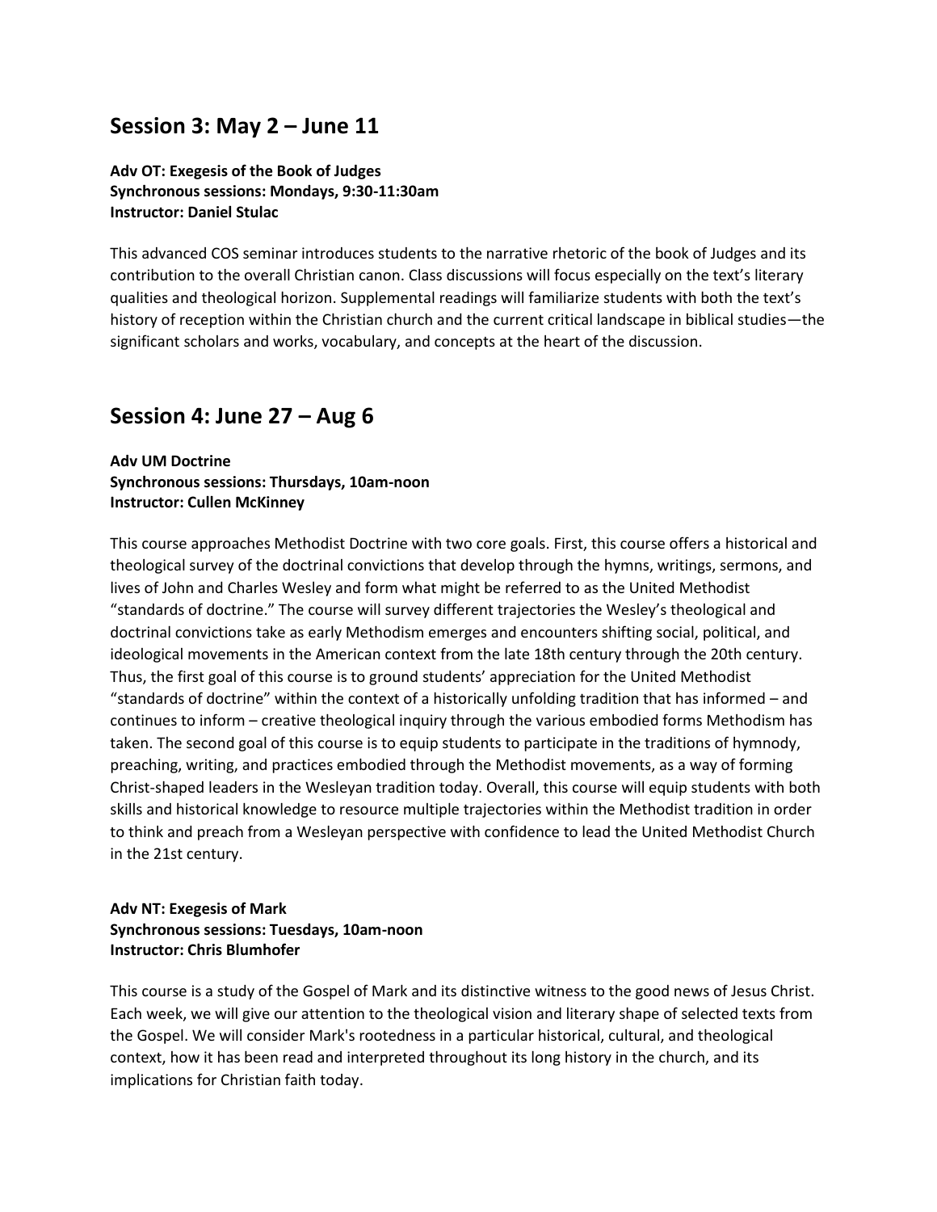## Session 3: May 2 – June 11

**Adv OT: Exegesis of the Book of Judges**
**Synchronous sessions: Mondays, 9:30-11:30am**
**Instructor: Daniel Stulac**

This advanced COS seminar introduces students to the narrative rhetoric of the book of Judges and its contribution to the overall Christian canon. Class discussions will focus especially on the text's literary qualities and theological horizon. Supplemental readings will familiarize students with both the text's history of reception within the Christian church and the current critical landscape in biblical studies—the significant scholars and works, vocabulary, and concepts at the heart of the discussion.

## Session 4: June 27 – Aug 6

**Adv UM Doctrine**
**Synchronous sessions: Thursdays, 10am-noon**
**Instructor: Cullen McKinney**

This course approaches Methodist Doctrine with two core goals. First, this course offers a historical and theological survey of the doctrinal convictions that develop through the hymns, writings, sermons, and lives of John and Charles Wesley and form what might be referred to as the United Methodist "standards of doctrine." The course will survey different trajectories the Wesley's theological and doctrinal convictions take as early Methodism emerges and encounters shifting social, political, and ideological movements in the American context from the late 18th century through the 20th century. Thus, the first goal of this course is to ground students' appreciation for the United Methodist "standards of doctrine" within the context of a historically unfolding tradition that has informed – and continues to inform – creative theological inquiry through the various embodied forms Methodism has taken. The second goal of this course is to equip students to participate in the traditions of hymnody, preaching, writing, and practices embodied through the Methodist movements, as a way of forming Christ-shaped leaders in the Wesleyan tradition today. Overall, this course will equip students with both skills and historical knowledge to resource multiple trajectories within the Methodist tradition in order to think and preach from a Wesleyan perspective with confidence to lead the United Methodist Church in the 21st century.

**Adv NT: Exegesis of Mark**
**Synchronous sessions: Tuesdays, 10am-noon**
**Instructor: Chris Blumhofer**

This course is a study of the Gospel of Mark and its distinctive witness to the good news of Jesus Christ. Each week, we will give our attention to the theological vision and literary shape of selected texts from the Gospel. We will consider Mark's rootedness in a particular historical, cultural, and theological context, how it has been read and interpreted throughout its long history in the church, and its implications for Christian faith today.